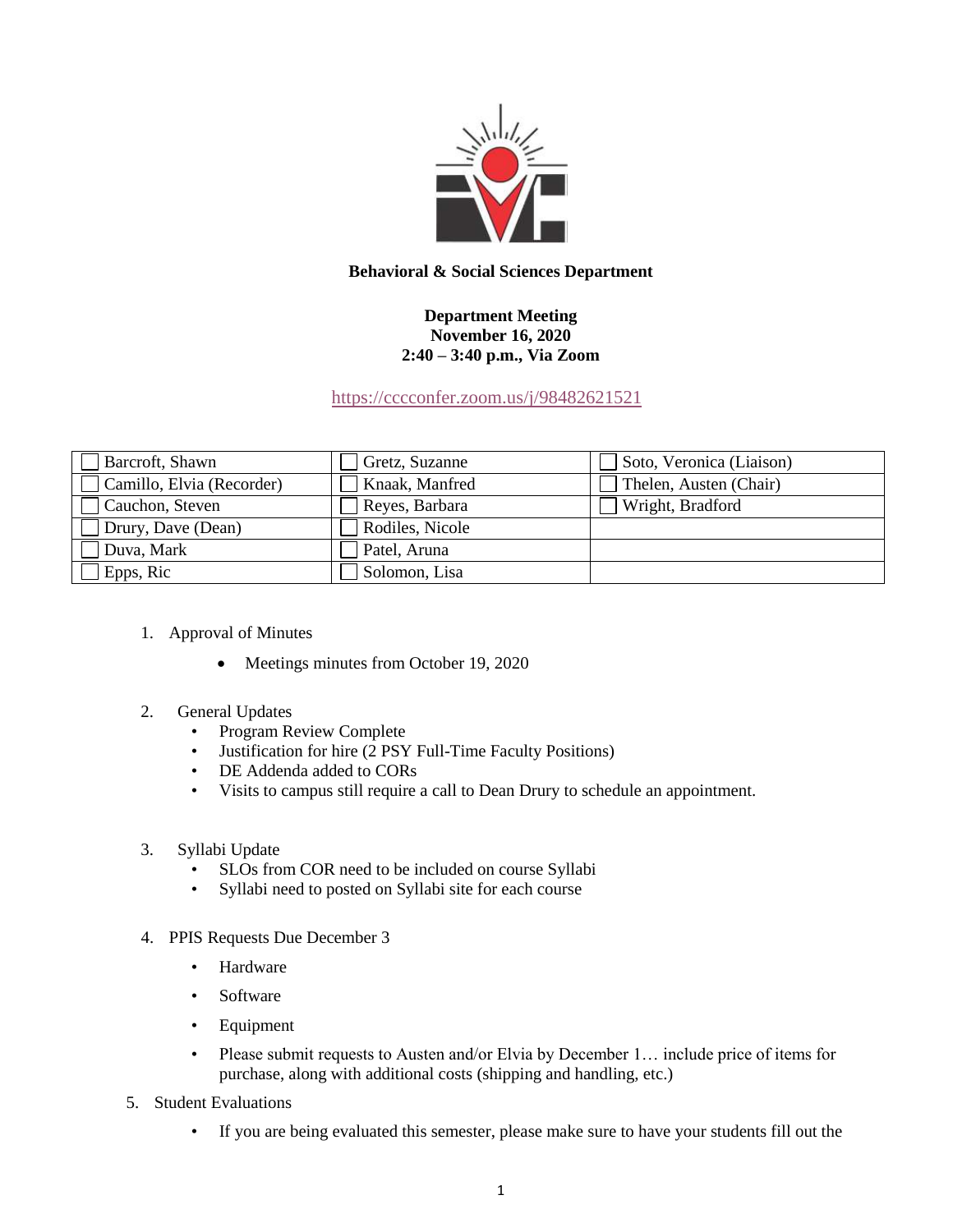**Behavioral & Social Sciences Department**

**Department Meeting**
**November 16, 2020**
**2:40 – 3:40 p.m., Via Zoom**

https://cccconfer.zoom.us/j/98482621521

| | | |
|---|---|---|
| ☐ Barcroft, Shawn | ☐ Gretz, Suzanne | ☐ Soto, Veronica (Liaison) |
| ☐ Camillo, Elvia (Recorder) | ☐ Knaak, Manfred | ☐ Thelen, Austen (Chair) |
| ☐ Cauchon, Steven | ☐ Reyes, Barbara | ☐ Wright, Bradford |
| ☐ Drury, Dave (Dean) | ☐ Rodiles, Nicole | |
| ☐ Duva, Mark | ☐ Patel, Aruna | |
| ☐ Epps, Ric | ☐ Solomon, Lisa | |

1. Approval of Minutes
   - Meetings minutes from October 19, 2020

2. General Updates
   - Program Review Complete
   - Justification for hire (2 PSY Full-Time Faculty Positions)
   - DE Addenda added to CORs
   - Visits to campus still require a call to Dean Drury to schedule an appointment.

3. Syllabi Update
   - SLOs from COR need to be included on course Syllabi
   - Syllabi need to posted on Syllabi site for each course

4. PPIS Requests Due December 3
   - Hardware
   - Software
   - Equipment
   - Please submit requests to Austen and/or Elvia by December 1… include price of items for purchase, along with additional costs (shipping and handling, etc.)

5. Student Evaluations
   - If you are being evaluated this semester, please make sure to have your students fill out the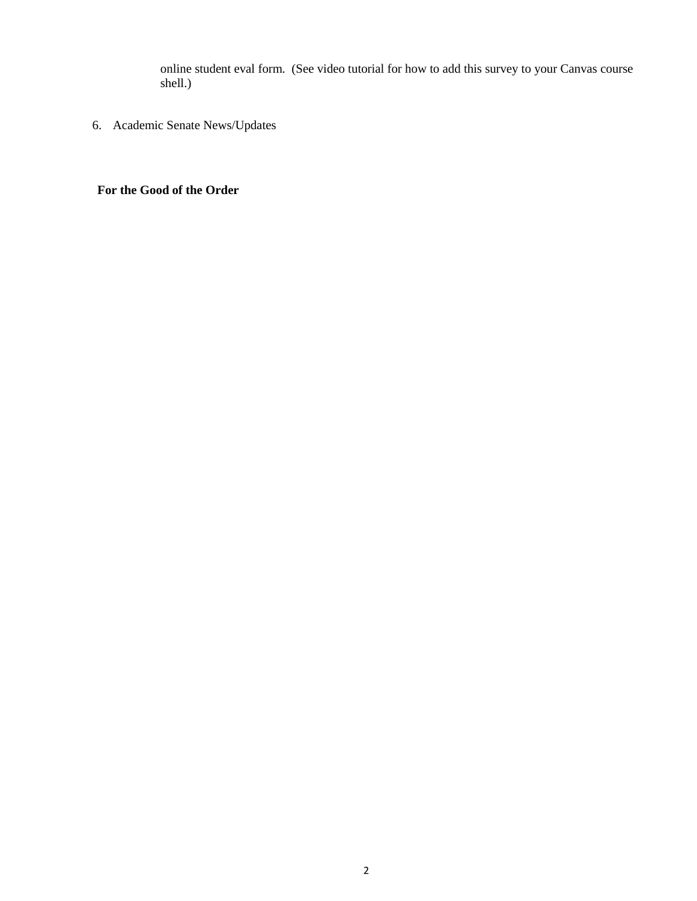online student eval form. (See video tutorial for how to add this survey to your Canvas course shell.)

6. Academic Senate News/Updates

**For the Good of the Order**